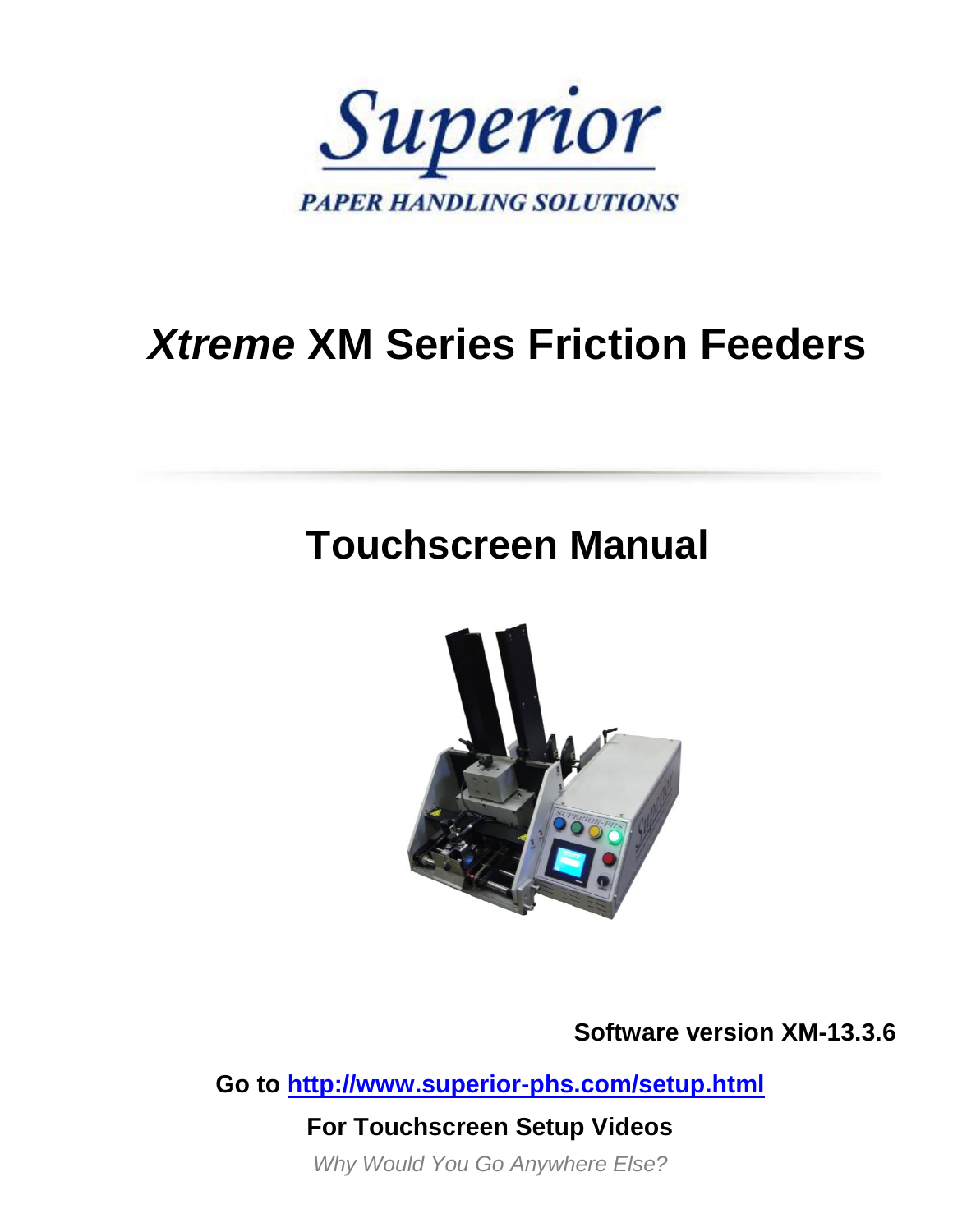# Superior

PAPER HANDLING SOLUTIONS

# *Xtreme* XM Series Friction Feeders

## Touchscreen Manual

**Software version XM-13.3.6**

**Go to [http://www.superior-phs.com/setup.html](http://www.superior-phs.com/setup.html)**

**For Touchscreen Setup Videos**

*Why Would You Go Anywhere Else?*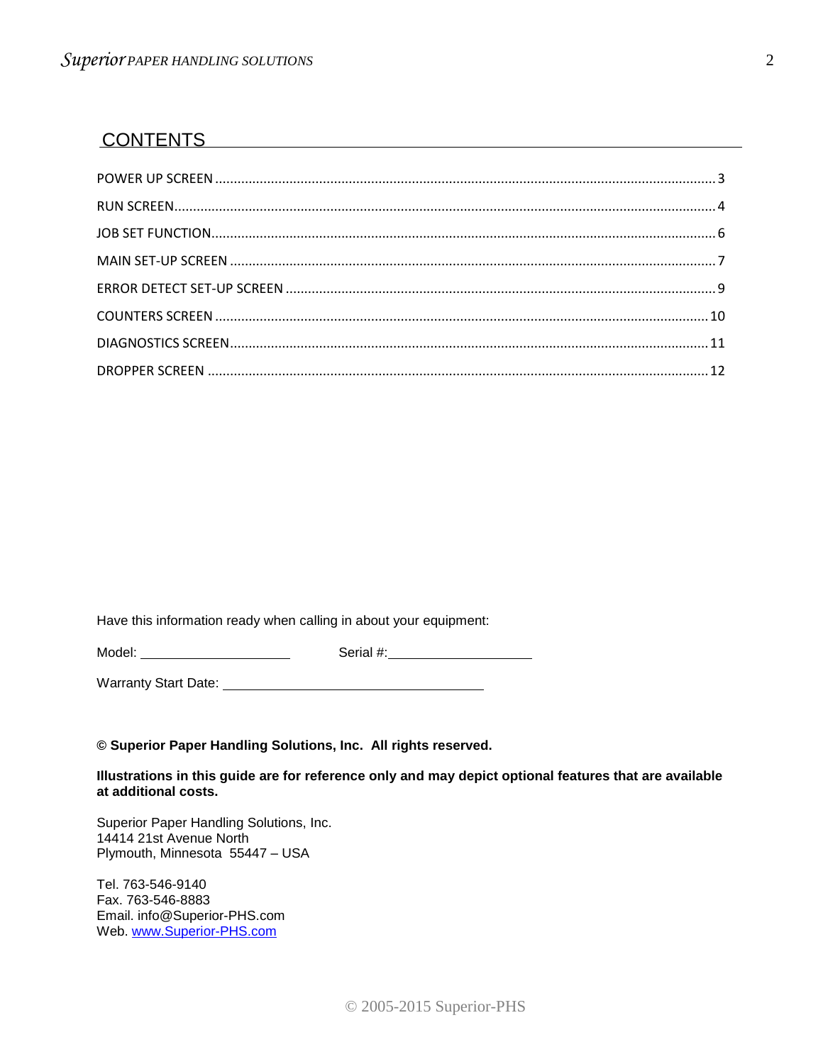## CONTENTS

POWER UP SCREEN .......... 3
RUN SCREEN .......... 4
JOB SET FUNCTION .......... 6
MAIN SET-UP SCREEN .......... 7
ERROR DETECT SET-UP SCREEN .......... 9
COUNTERS SCREEN .......... 10
DIAGNOSTICS SCREEN .......... 11
DROPPER SCREEN .......... 12

Have this information ready when calling in about your equipment:

Model: ____________________ Serial #: ____________________

Warranty Start Date: ________________________________

**© Superior Paper Handling Solutions, Inc. All rights reserved.**

**Illustrations in this guide are for reference only and may depict optional features that are available at additional costs.**

Superior Paper Handling Solutions, Inc.
14414 21st Avenue North
Plymouth, Minnesota 55447 – USA

Tel. 763-546-9140
Fax. 763-546-8883
Email. info@Superior-PHS.com
Web. www.Superior-PHS.com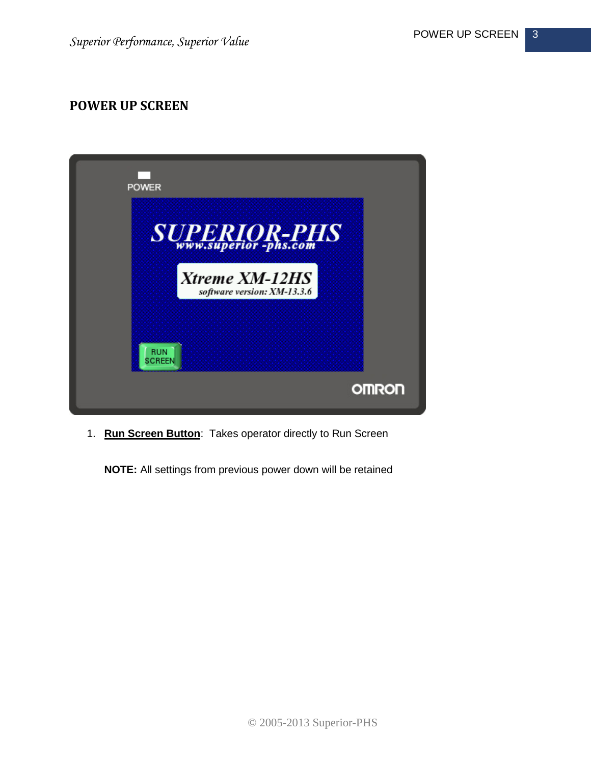# POWER UP SCREEN

1. **Run Screen Button**: Takes operator directly to Run Screen

   **NOTE:** All settings from previous power down will be retained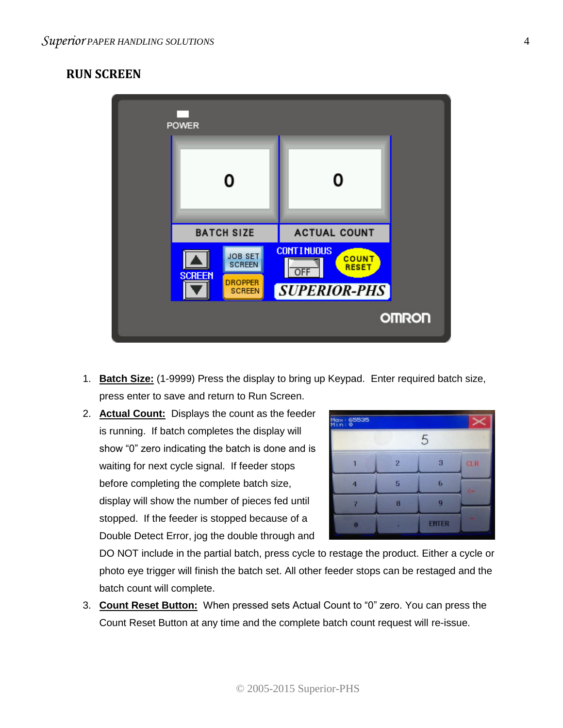## RUN SCREEN

1. **Batch Size:** (1-9999) Press the display to bring up Keypad. Enter required batch size, press enter to save and return to Run Screen.
2. **Actual Count:** Displays the count as the feeder is running. If batch completes the display will show "0" zero indicating the batch is done and is waiting for next cycle signal. If feeder stops before completing the complete batch size, display will show the number of pieces fed until stopped. If the feeder is stopped because of a Double Detect Error, jog the double through and DO NOT include in the partial batch, press cycle to restage the product. Either a cycle or photo eye trigger will finish the batch set. All other feeder stops can be restaged and the batch count will complete.
3. **Count Reset Button:** When pressed sets Actual Count to "0" zero. You can press the Count Reset Button at any time and the complete batch count request will re-issue.

© 2005-2015 Superior-PHS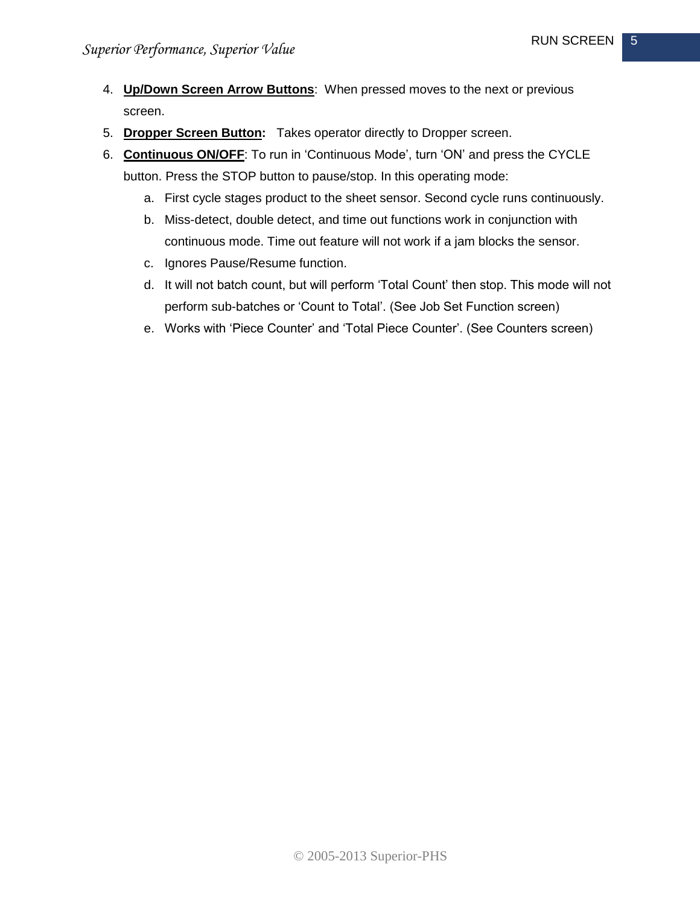4. **Up/Down Screen Arrow Buttons**:  When pressed moves to the next or previous screen.
5. **Dropper Screen Button:**   Takes operator directly to Dropper screen.
6. **Continuous ON/OFF**: To run in 'Continuous Mode', turn 'ON' and press the CYCLE button. Press the STOP button to pause/stop. In this operating mode:
    a. First cycle stages product to the sheet sensor. Second cycle runs continuously.
    b. Miss-detect, double detect, and time out functions work in conjunction with continuous mode. Time out feature will not work if a jam blocks the sensor.
    c. Ignores Pause/Resume function.
    d. It will not batch count, but will perform 'Total Count' then stop. This mode will not perform sub-batches or 'Count to Total'. (See Job Set Function screen)
    e. Works with 'Piece Counter' and 'Total Piece Counter'. (See Counters screen)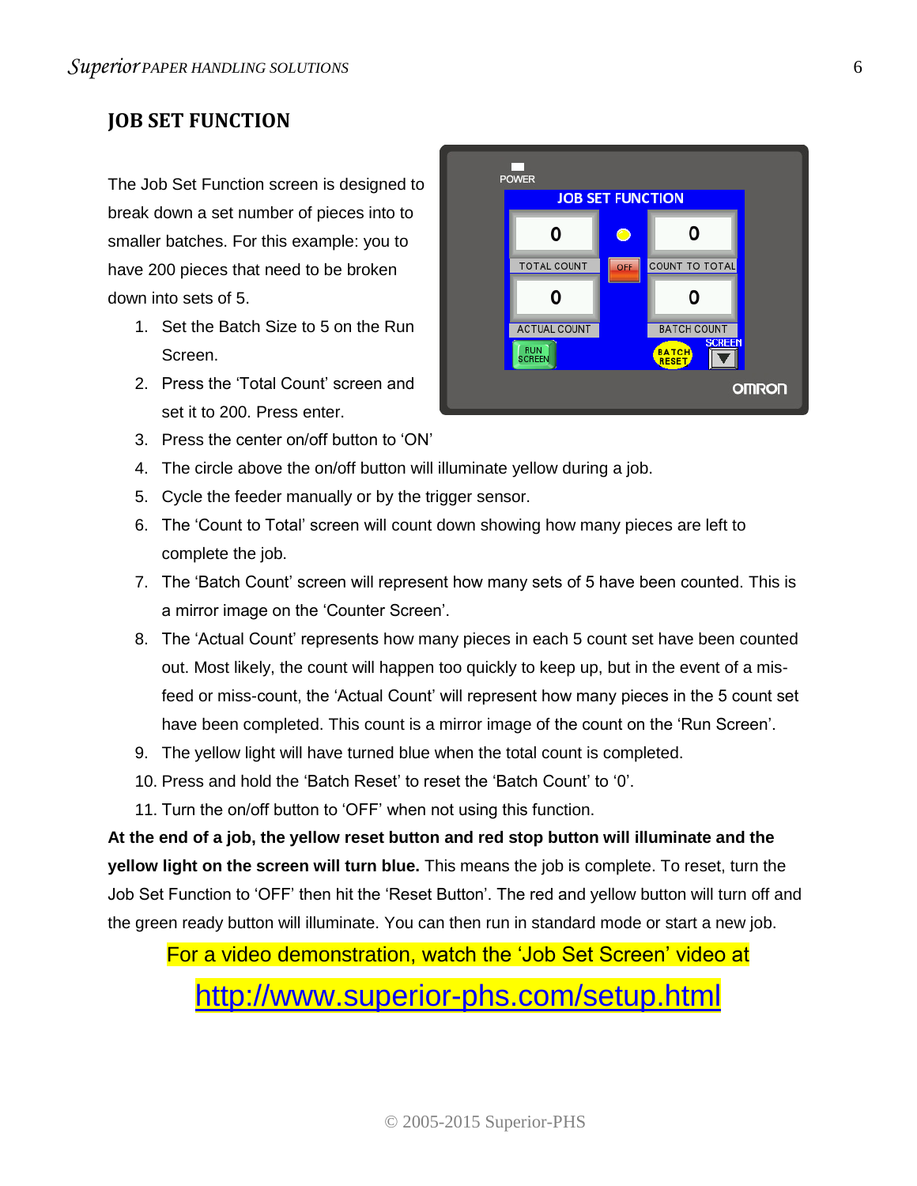## JOB SET FUNCTION

The Job Set Function screen is designed to break down a set number of pieces into to smaller batches. For this example: you to have 200 pieces that need to be broken down into sets of 5.

1. Set the Batch Size to 5 on the Run Screen.
2. Press the 'Total Count' screen and set it to 200. Press enter.
3. Press the center on/off button to 'ON'
4. The circle above the on/off button will illuminate yellow during a job.
5. Cycle the feeder manually or by the trigger sensor.
6. The 'Count to Total' screen will count down showing how many pieces are left to complete the job.
7. The 'Batch Count' screen will represent how many sets of 5 have been counted. This is a mirror image on the 'Counter Screen'.
8. The 'Actual Count' represents how many pieces in each 5 count set have been counted out. Most likely, the count will happen too quickly to keep up, but in the event of a mis-feed or miss-count, the 'Actual Count' will represent how many pieces in the 5 count set have been completed. This count is a mirror image of the count on the 'Run Screen'.
9. The yellow light will have turned blue when the total count is completed.
10. Press and hold the 'Batch Reset' to reset the 'Batch Count' to '0'.
11. Turn the on/off button to 'OFF' when not using this function.

**At the end of a job, the yellow reset button and red stop button will illuminate and the yellow light on the screen will turn blue.** This means the job is complete. To reset, turn the Job Set Function to 'OFF' then hit the 'Reset Button'. The red and yellow button will turn off and the green ready button will illuminate. You can then run in standard mode or start a new job.

For a video demonstration, watch the 'Job Set Screen' video at

http://www.superior-phs.com/setup.html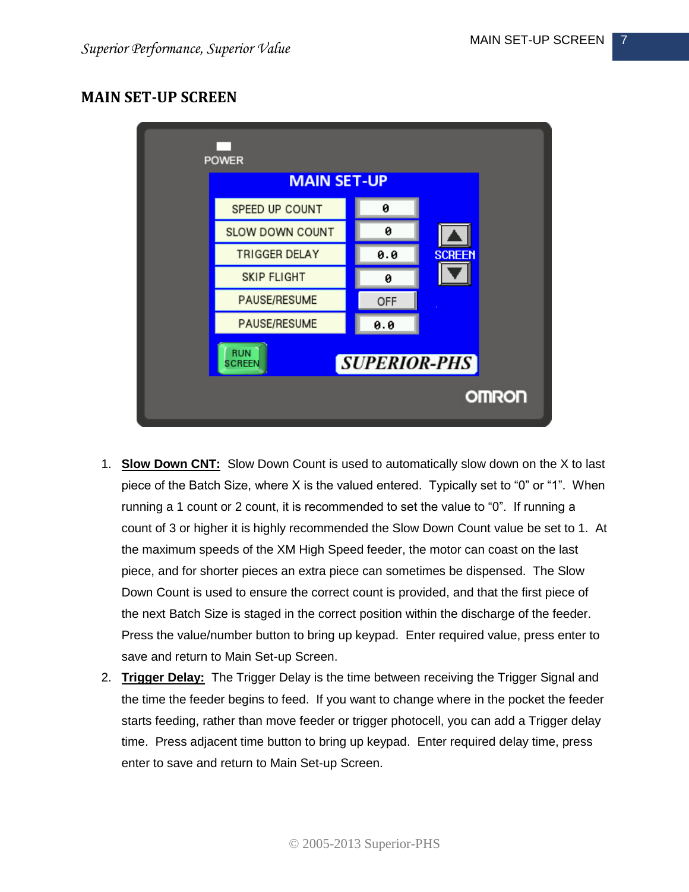## MAIN SET-UP SCREEN

1. **Slow Down CNT:** Slow Down Count is used to automatically slow down on the X to last piece of the Batch Size, where X is the valued entered. Typically set to "0" or "1". When running a 1 count or 2 count, it is recommended to set the value to "0". If running a count of 3 or higher it is highly recommended the Slow Down Count value be set to 1. At the maximum speeds of the XM High Speed feeder, the motor can coast on the last piece, and for shorter pieces an extra piece can sometimes be dispensed. The Slow Down Count is used to ensure the correct count is provided, and that the first piece of the next Batch Size is staged in the correct position within the discharge of the feeder. Press the value/number button to bring up keypad. Enter required value, press enter to save and return to Main Set-up Screen.
2. **Trigger Delay:** The Trigger Delay is the time between receiving the Trigger Signal and the time the feeder begins to feed. If you want to change where in the pocket the feeder starts feeding, rather than move feeder or trigger photocell, you can add a Trigger delay time. Press adjacent time button to bring up keypad. Enter required delay time, press enter to save and return to Main Set-up Screen.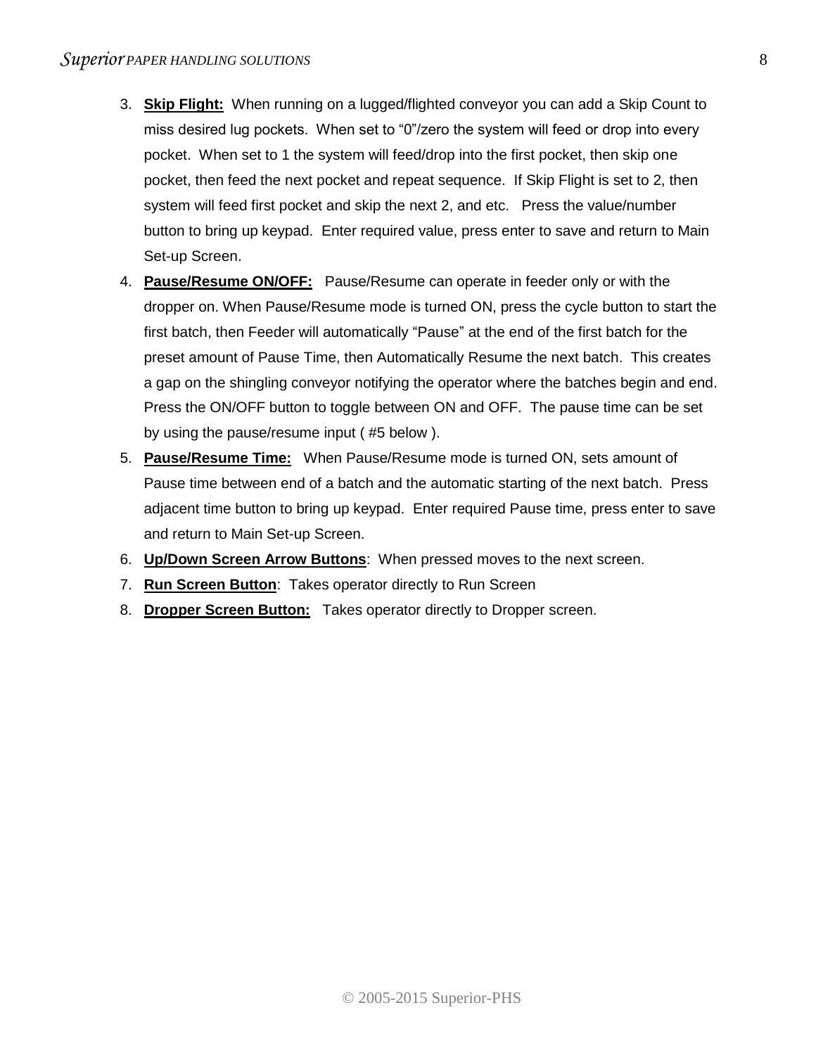3. **Skip Flight:** When running on a lugged/flighted conveyor you can add a Skip Count to miss desired lug pockets. When set to "0"/zero the system will feed or drop into every pocket. When set to 1 the system will feed/drop into the first pocket, then skip one pocket, then feed the next pocket and repeat sequence. If Skip Flight is set to 2, then system will feed first pocket and skip the next 2, and etc. Press the value/number button to bring up keypad. Enter required value, press enter to save and return to Main Set-up Screen.
4. **Pause/Resume ON/OFF:** Pause/Resume can operate in feeder only or with the dropper on. When Pause/Resume mode is turned ON, press the cycle button to start the first batch, then Feeder will automatically "Pause" at the end of the first batch for the preset amount of Pause Time, then Automatically Resume the next batch. This creates a gap on the shingling conveyor notifying the operator where the batches begin and end. Press the ON/OFF button to toggle between ON and OFF. The pause time can be set by using the pause/resume input ( #5 below ).
5. **Pause/Resume Time:** When Pause/Resume mode is turned ON, sets amount of Pause time between end of a batch and the automatic starting of the next batch. Press adjacent time button to bring up keypad. Enter required Pause time, press enter to save and return to Main Set-up Screen.
6. **Up/Down Screen Arrow Buttons**: When pressed moves to the next screen.
7. **Run Screen Button**: Takes operator directly to Run Screen
8. **Dropper Screen Button:** Takes operator directly to Dropper screen.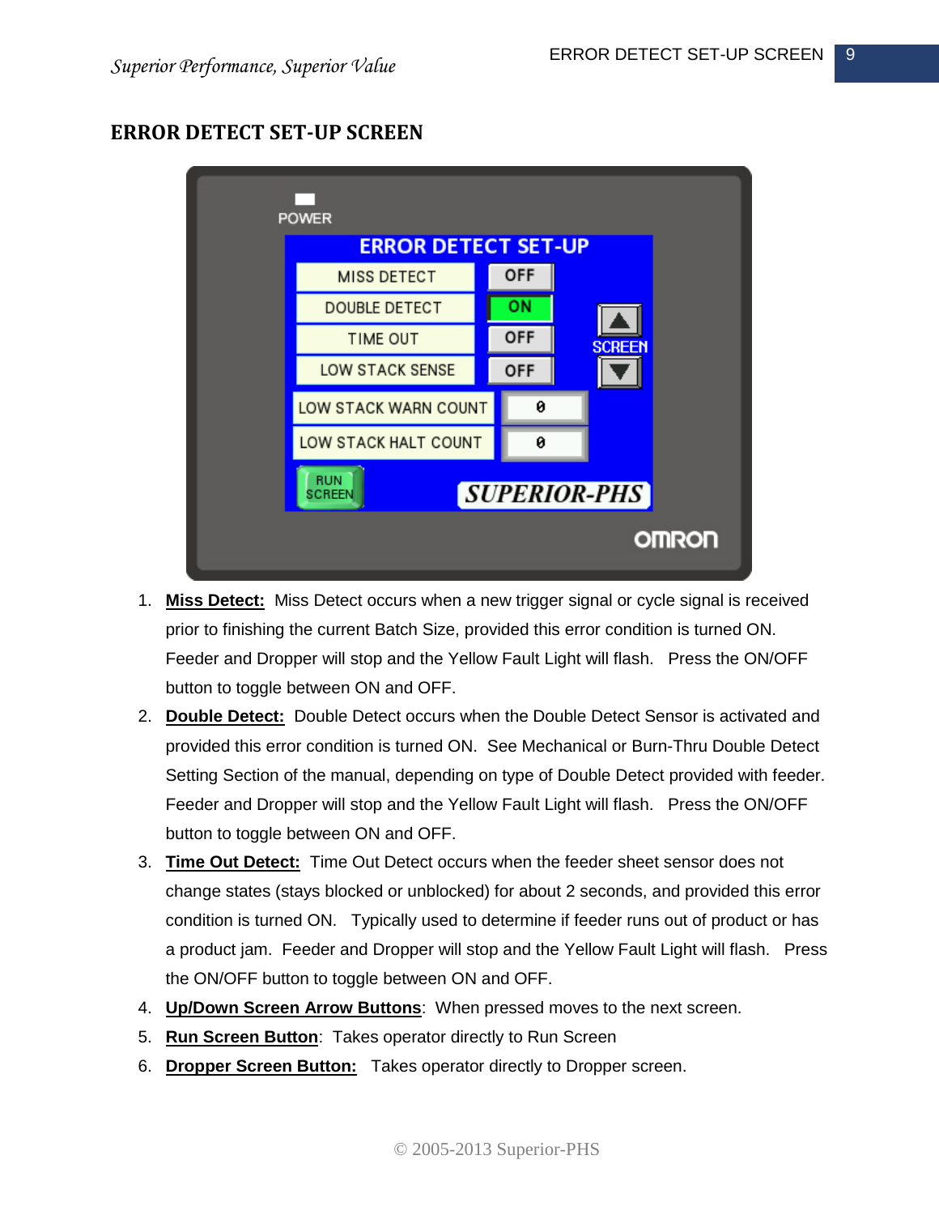# ERROR DETECT SET-UP SCREEN

1. **Miss Detect:** Miss Detect occurs when a new trigger signal or cycle signal is received prior to finishing the current Batch Size, provided this error condition is turned ON. Feeder and Dropper will stop and the Yellow Fault Light will flash. Press the ON/OFF button to toggle between ON and OFF.
2. **Double Detect:** Double Detect occurs when the Double Detect Sensor is activated and provided this error condition is turned ON. See Mechanical or Burn-Thru Double Detect Setting Section of the manual, depending on type of Double Detect provided with feeder. Feeder and Dropper will stop and the Yellow Fault Light will flash. Press the ON/OFF button to toggle between ON and OFF.
3. **Time Out Detect:** Time Out Detect occurs when the feeder sheet sensor does not change states (stays blocked or unblocked) for about 2 seconds, and provided this error condition is turned ON. Typically used to determine if feeder runs out of product or has a product jam. Feeder and Dropper will stop and the Yellow Fault Light will flash. Press the ON/OFF button to toggle between ON and OFF.
4. **Up/Down Screen Arrow Buttons**: When pressed moves to the next screen.
5. **Run Screen Button**: Takes operator directly to Run Screen
6. **Dropper Screen Button:** Takes operator directly to Dropper screen.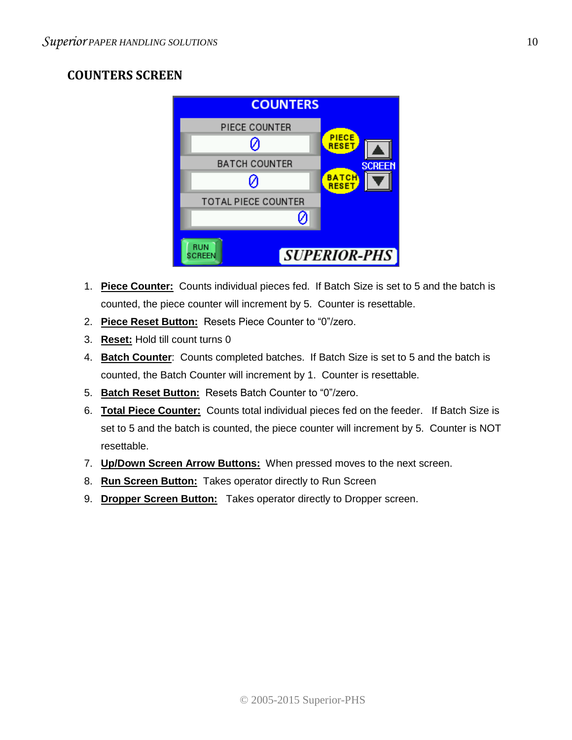## COUNTERS SCREEN

1. **Piece Counter:** Counts individual pieces fed. If Batch Size is set to 5 and the batch is counted, the piece counter will increment by 5. Counter is resettable.
2. **Piece Reset Button:** Resets Piece Counter to "0"/zero.
3. **Reset:** Hold till count turns 0
4. **Batch Counter**: Counts completed batches. If Batch Size is set to 5 and the batch is counted, the Batch Counter will increment by 1. Counter is resettable.
5. **Batch Reset Button:** Resets Batch Counter to "0"/zero.
6. **Total Piece Counter:** Counts total individual pieces fed on the feeder. If Batch Size is set to 5 and the batch is counted, the piece counter will increment by 5. Counter is NOT resettable.
7. **Up/Down Screen Arrow Buttons:** When pressed moves to the next screen.
8. **Run Screen Button:** Takes operator directly to Run Screen
9. **Dropper Screen Button:** Takes operator directly to Dropper screen.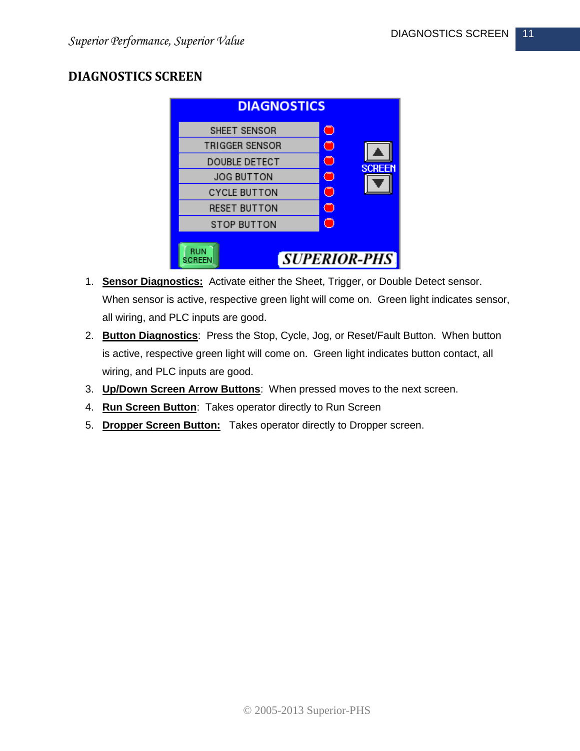## DIAGNOSTICS SCREEN

1. **Sensor Diagnostics:** Activate either the Sheet, Trigger, or Double Detect sensor. When sensor is active, respective green light will come on. Green light indicates sensor, all wiring, and PLC inputs are good.
2. **Button Diagnostics**: Press the Stop, Cycle, Jog, or Reset/Fault Button. When button is active, respective green light will come on. Green light indicates button contact, all wiring, and PLC inputs are good.
3. **Up/Down Screen Arrow Buttons**: When pressed moves to the next screen.
4. **Run Screen Button**: Takes operator directly to Run Screen
5. **Dropper Screen Button:** Takes operator directly to Dropper screen.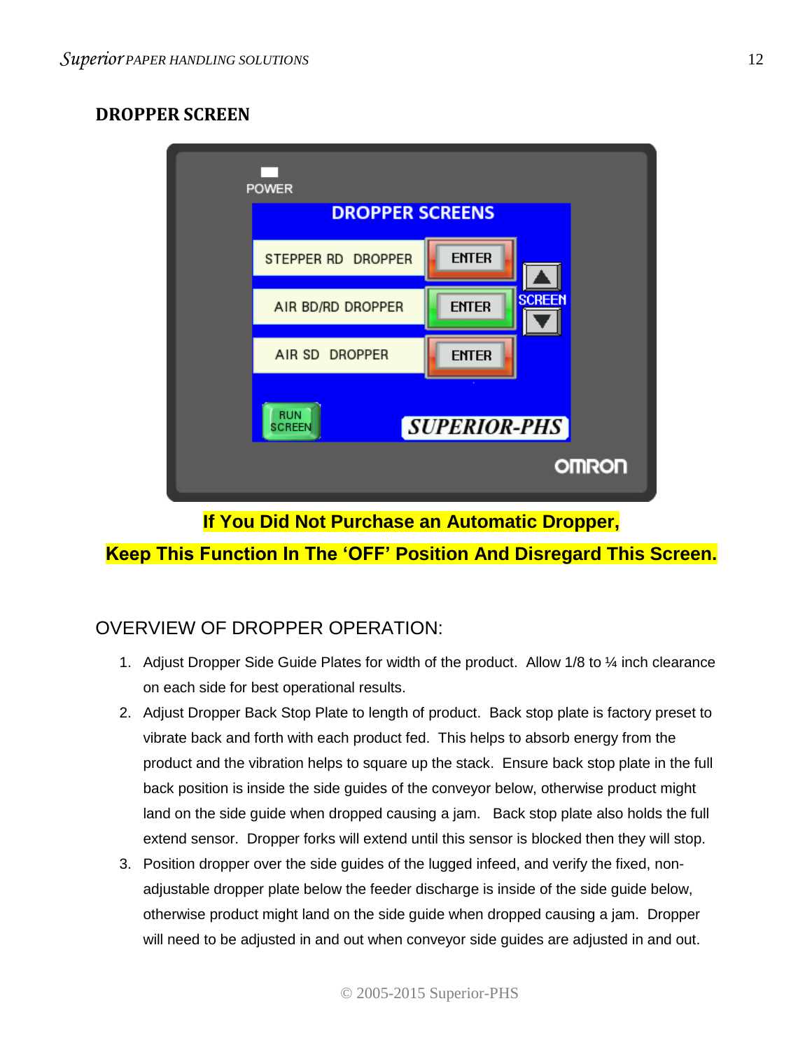## DROPPER SCREEN

**If You Did Not Purchase an Automatic Dropper,**

**Keep This Function In The 'OFF' Position And Disregard This Screen.**

### OVERVIEW OF DROPPER OPERATION:

1. Adjust Dropper Side Guide Plates for width of the product. Allow 1/8 to ¼ inch clearance on each side for best operational results.
2. Adjust Dropper Back Stop Plate to length of product. Back stop plate is factory preset to vibrate back and forth with each product fed. This helps to absorb energy from the product and the vibration helps to square up the stack. Ensure back stop plate in the full back position is inside the side guides of the conveyor below, otherwise product might land on the side guide when dropped causing a jam. Back stop plate also holds the full extend sensor. Dropper forks will extend until this sensor is blocked then they will stop.
3. Position dropper over the side guides of the lugged infeed, and verify the fixed, non-adjustable dropper plate below the feeder discharge is inside of the side guide below, otherwise product might land on the side guide when dropped causing a jam. Dropper will need to be adjusted in and out when conveyor side guides are adjusted in and out.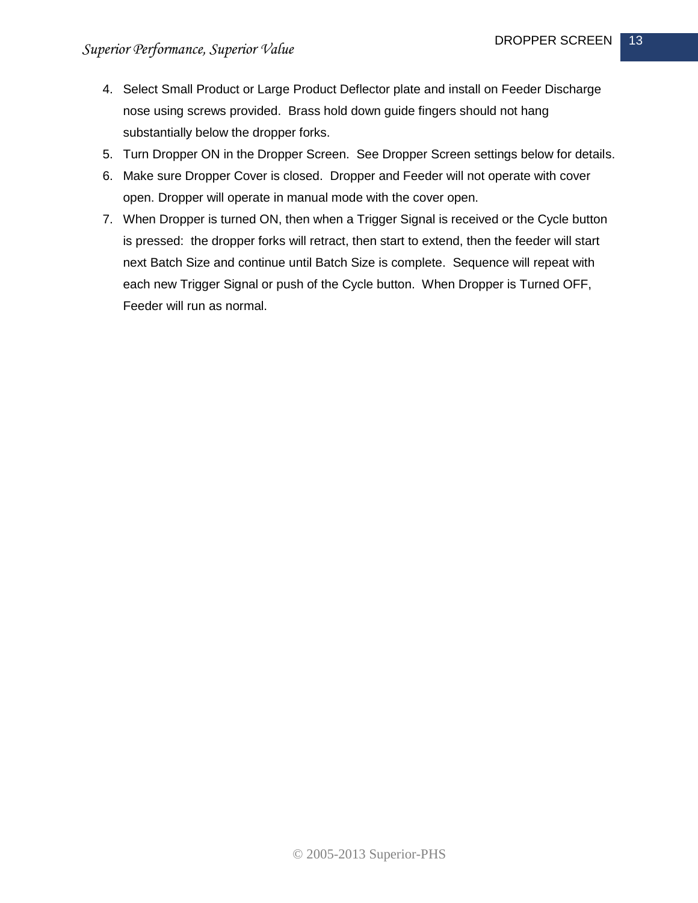4. Select Small Product or Large Product Deflector plate and install on Feeder Discharge nose using screws provided. Brass hold down guide fingers should not hang substantially below the dropper forks.
5. Turn Dropper ON in the Dropper Screen. See Dropper Screen settings below for details.
6. Make sure Dropper Cover is closed. Dropper and Feeder will not operate with cover open. Dropper will operate in manual mode with the cover open.
7. When Dropper is turned ON, then when a Trigger Signal is received or the Cycle button is pressed: the dropper forks will retract, then start to extend, then the feeder will start next Batch Size and continue until Batch Size is complete. Sequence will repeat with each new Trigger Signal or push of the Cycle button. When Dropper is Turned OFF, Feeder will run as normal.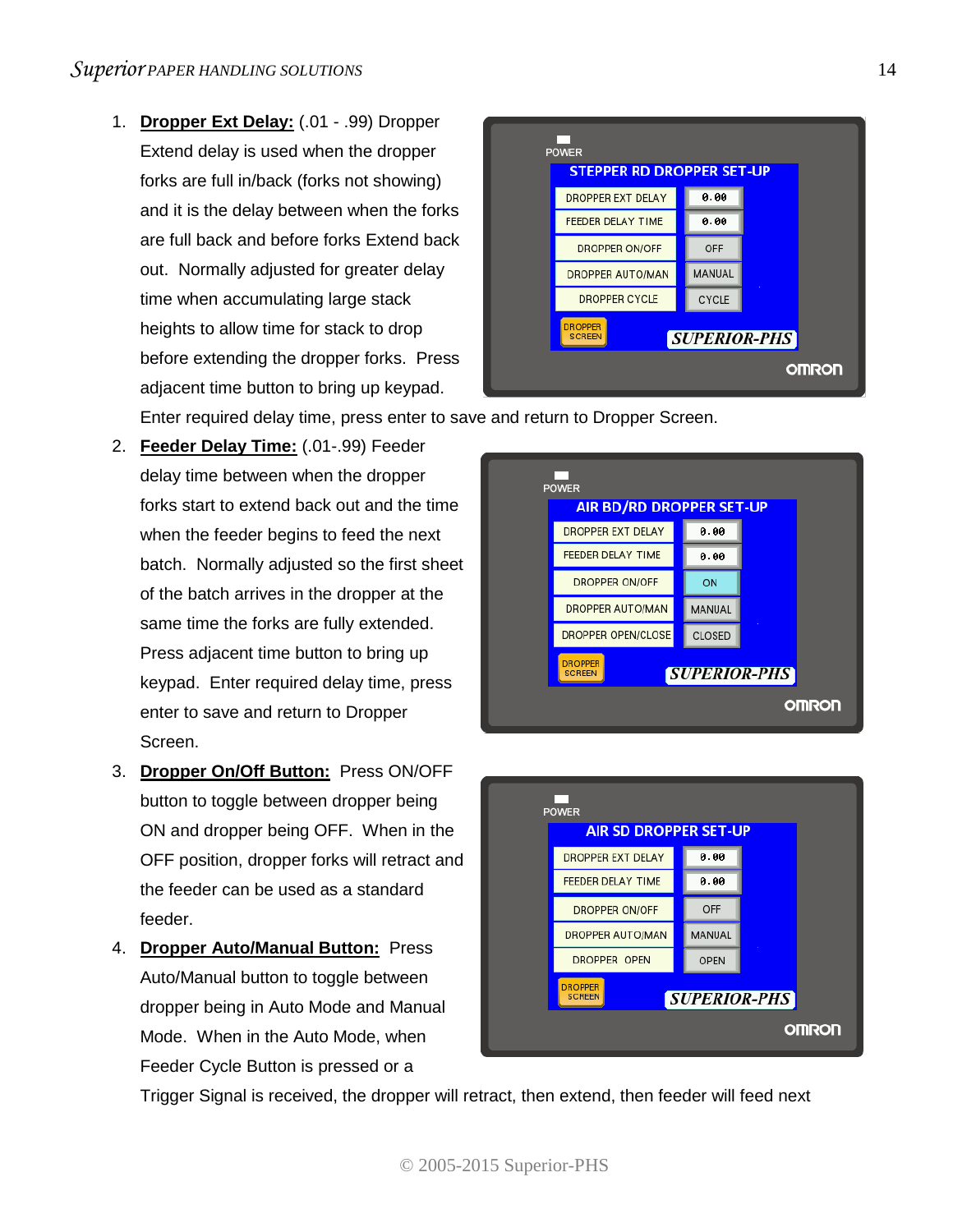1. **Dropper Ext Delay:** (.01 - .99) Dropper Extend delay is used when the dropper forks are full in/back (forks not showing) and it is the delay between when the forks are full back and before forks Extend back out. Normally adjusted for greater delay time when accumulating large stack heights to allow time for stack to drop before extending the dropper forks. Press adjacent time button to bring up keypad. Enter required delay time, press enter to save and return to Dropper Screen.

2. **Feeder Delay Time:** (.01-.99) Feeder delay time between when the dropper forks start to extend back out and the time when the feeder begins to feed the next batch. Normally adjusted so the first sheet of the batch arrives in the dropper at the same time the forks are fully extended. Press adjacent time button to bring up keypad. Enter required delay time, press enter to save and return to Dropper Screen.

3. **Dropper On/Off Button:** Press ON/OFF button to toggle between dropper being ON and dropper being OFF. When in the OFF position, dropper forks will retract and the feeder can be used as a standard feeder.

4. **Dropper Auto/Manual Button:** Press Auto/Manual button to toggle between dropper being in Auto Mode and Manual Mode. When in the Auto Mode, when Feeder Cycle Button is pressed or a Trigger Signal is received, the dropper will retract, then extend, then feeder will feed next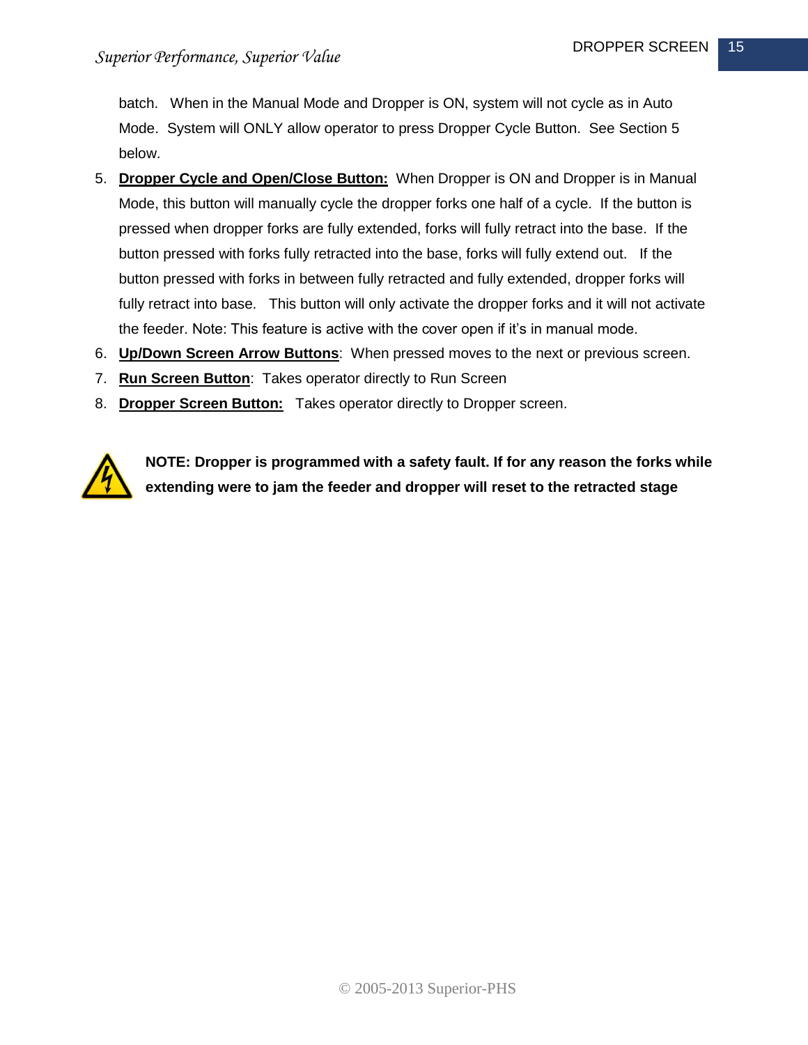batch. When in the Manual Mode and Dropper is ON, system will not cycle as in Auto Mode. System will ONLY allow operator to press Dropper Cycle Button. See Section 5 below.

5. **Dropper Cycle and Open/Close Button:** When Dropper is ON and Dropper is in Manual Mode, this button will manually cycle the dropper forks one half of a cycle. If the button is pressed when dropper forks are fully extended, forks will fully retract into the base. If the button pressed with forks fully retracted into the base, forks will fully extend out. If the button pressed with forks in between fully retracted and fully extended, dropper forks will fully retract into base. This button will only activate the dropper forks and it will not activate the feeder. Note: This feature is active with the cover open if it's in manual mode.
6. **Up/Down Screen Arrow Buttons**: When pressed moves to the next or previous screen.
7. **Run Screen Button**: Takes operator directly to Run Screen
8. **Dropper Screen Button:** Takes operator directly to Dropper screen.

**NOTE: Dropper is programmed with a safety fault. If for any reason the forks while extending were to jam the feeder and dropper will reset to the retracted stage**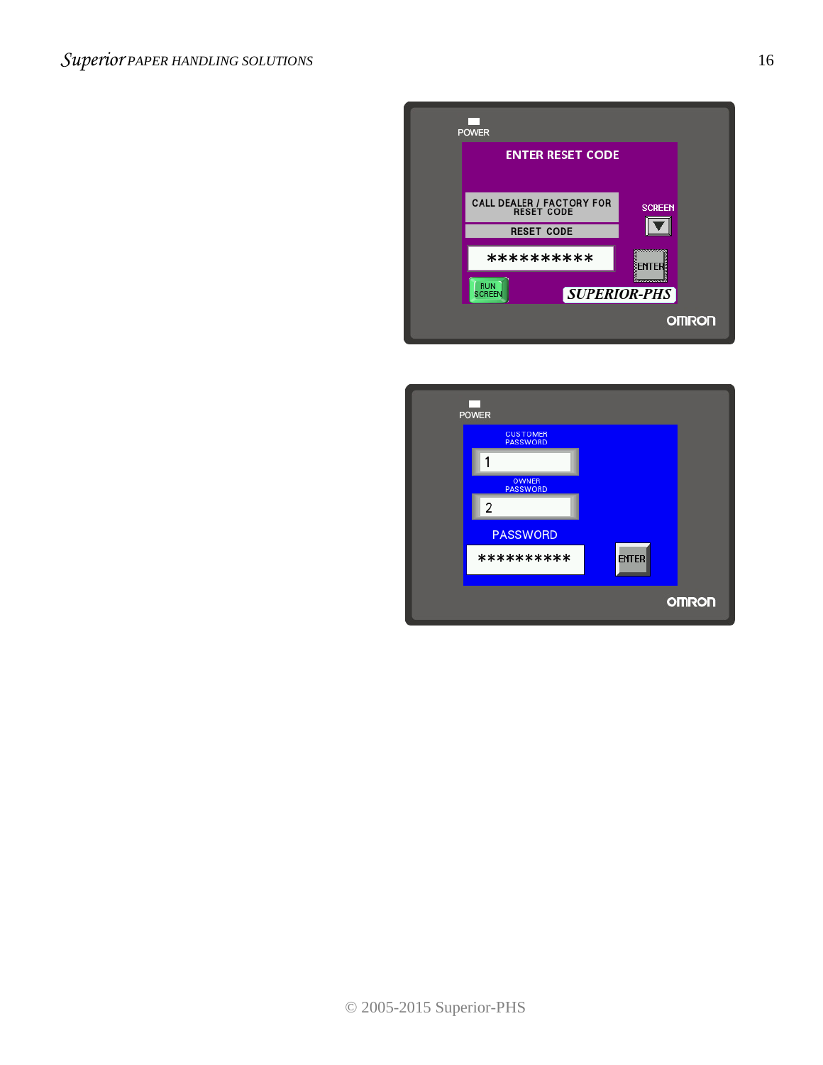POWER

ENTER RESET CODE

CALL DEALER / FACTORY FOR RESET CODE

SCREEN

RESET CODE

**********

ENTER

RUN SCREEN

SUPERIOR-PHS

OMRON

POWER

CUSTOMER PASSWORD

1

OWNER PASSWORD

2

PASSWORD

**********

ENTER

OMRON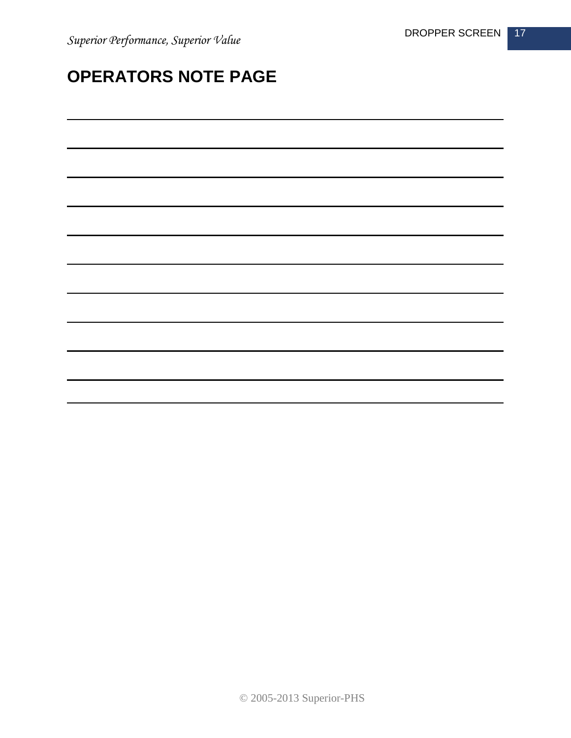# OPERATORS NOTE PAGE